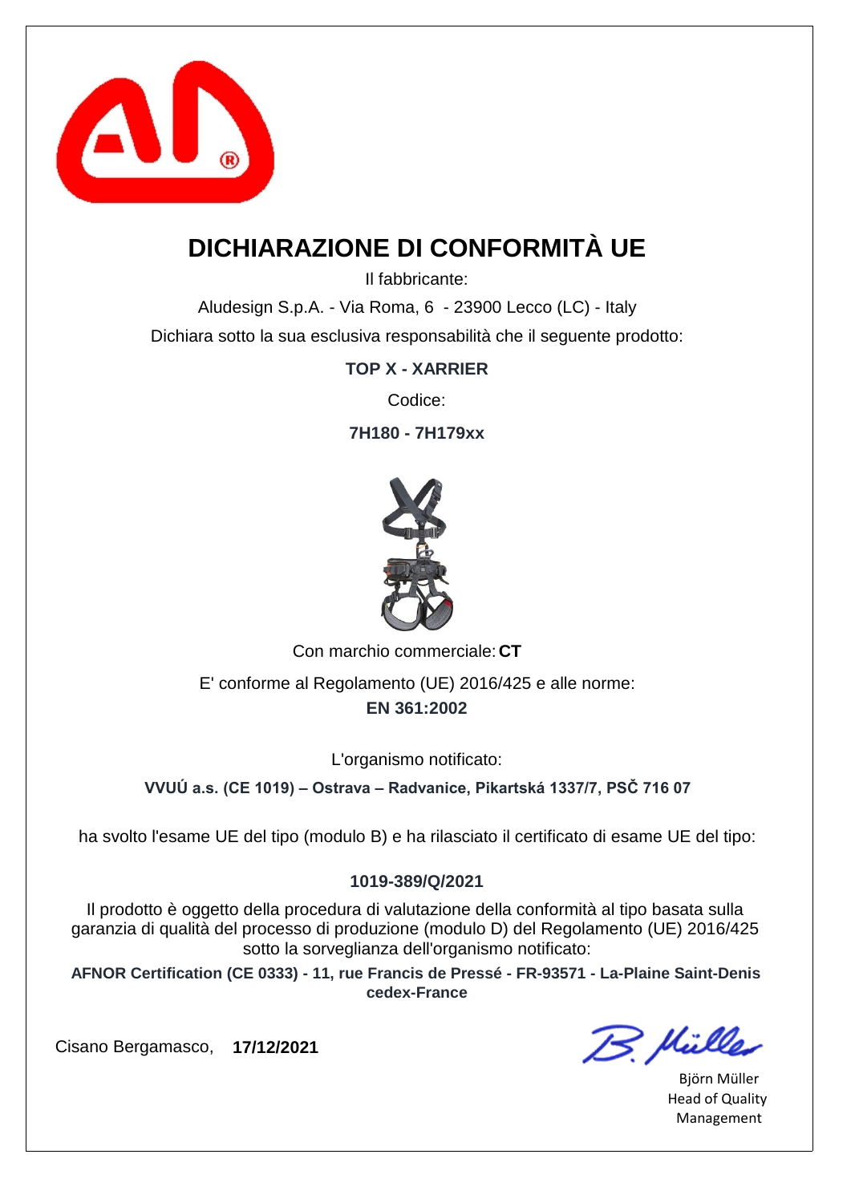# DICHIARAZIONE DI CONFORMITÀ UE

Il fabbricante:

Aludesign S.p.A. - Via Roma, 6 - 23900 Lecco (LC) - Italy

Dichiara sotto la sua esclusiva responsabilità che il seguente prodotto:

**TOP X - XARRIER**

Codice:

**7H180 - 7H179xx**

Con marchio commerciale: **CT**

E' conforme al Regolamento (UE) 2016/425 e alle norme:

**EN 361:2002**

L'organismo notificato:

**VVUÚ a.s. (CE 1019) – Ostrava – Radvanice, Pikartská 1337/7, PSČ 716 07**

ha svolto l'esame UE del tipo (modulo B) e ha rilasciato il certificato di esame UE del tipo:

**1019-389/Q/2021**

Il prodotto è oggetto della procedura di valutazione della conformità al tipo basata sulla garanzia di qualità del processo di produzione (modulo D) del Regolamento (UE) 2016/425 sotto la sorveglianza dell'organismo notificato:

**AFNOR Certification (CE 0333) - 11, rue Francis de Pressé - FR-93571 - La-Plaine Saint-Denis cedex-France**

Cisano Bergamasco, **17/12/2021**

Björn Müller
Head of Quality Management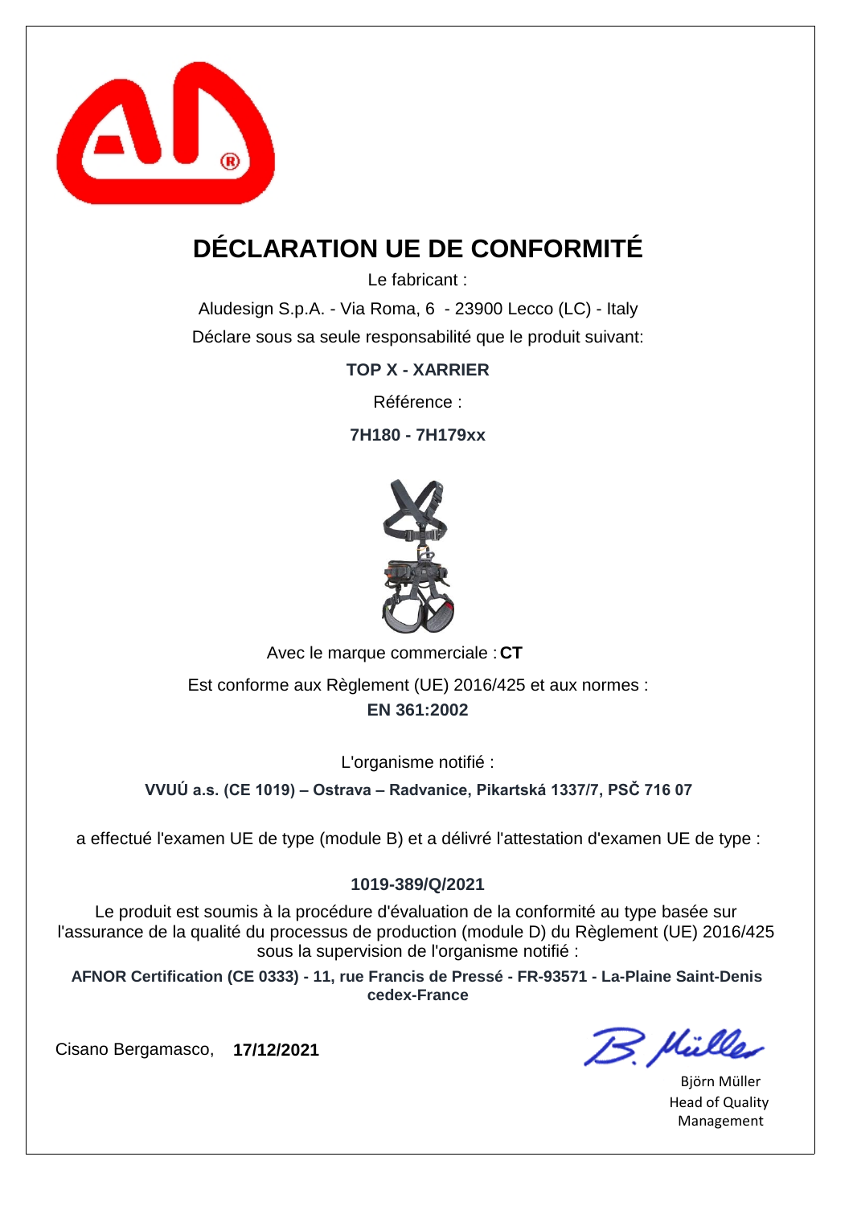# DÉCLARATION UE DE CONFORMITÉ

Le fabricant :

Aludesign S.p.A. - Via Roma, 6 - 23900 Lecco (LC) - Italy

Déclare sous sa seule responsabilité que le produit suivant:

**TOP X - XARRIER**

Référence :

**7H180 - 7H179xx**

Avec le marque commerciale : **CT**

Est conforme aux Règlement (UE) 2016/425 et aux normes :

**EN 361:2002**

L'organisme notifié :

**VVUÚ a.s. (CE 1019) – Ostrava – Radvanice, Pikartská 1337/7, PSČ 716 07**

a effectué l'examen UE de type (module B) et a délivré l'attestation d'examen UE de type :

**1019-389/Q/2021**

Le produit est soumis à la procédure d'évaluation de la conformité au type basée sur l'assurance de la qualité du processus de production (module D) du Règlement (UE) 2016/425 sous la supervision de l'organisme notifié :

**AFNOR Certification (CE 0333) - 11, rue Francis de Pressé - FR-93571 - La-Plaine Saint-Denis cedex-France**

Cisano Bergamasco, **17/12/2021**

B. Müller

Björn Müller
Head of Quality Management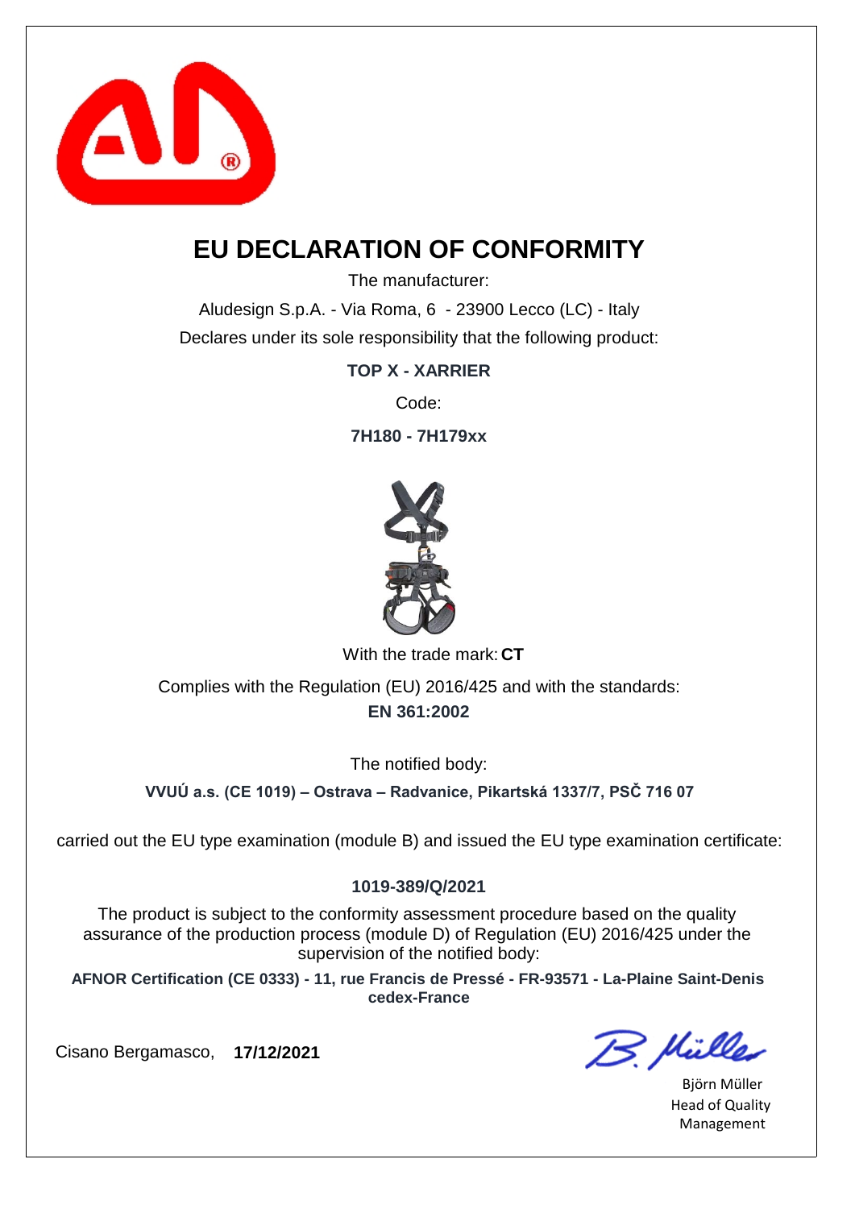# EU DECLARATION OF CONFORMITY

The manufacturer:

Aludesign S.p.A. - Via Roma, 6 - 23900 Lecco (LC) - Italy

Declares under its sole responsibility that the following product:

**TOP X - XARRIER**

Code:

**7H180 - 7H179xx**

With the trade mark: **CT**

Complies with the Regulation (EU) 2016/425 and with the standards:
**EN 361:2002**

The notified body:

**VVUÚ a.s. (CE 1019) – Ostrava – Radvanice, Pikartská 1337/7, PSČ 716 07**

carried out the EU type examination (module B) and issued the EU type examination certificate:

**1019-389/Q/2021**

The product is subject to the conformity assessment procedure based on the quality assurance of the production process (module D) of Regulation (EU) 2016/425 under the supervision of the notified body:

**AFNOR Certification (CE 0333) - 11, rue Francis de Pressé - FR-93571 - La-Plaine Saint-Denis cedex-France**

Cisano Bergamasco, **17/12/2021**

B. Müller

Björn Müller
Head of Quality Management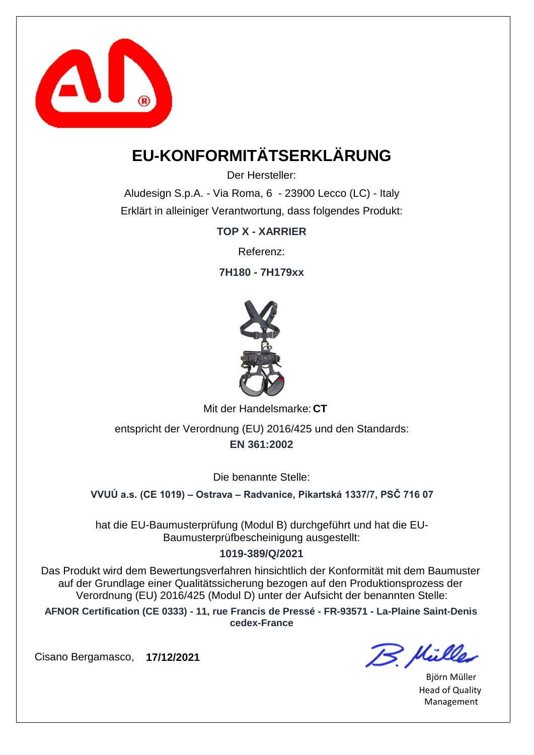# EU-KONFORMITÄTSERKLÄRUNG

Der Hersteller:

Aludesign S.p.A. - Via Roma, 6 - 23900 Lecco (LC) - Italy

Erklärt in alleiniger Verantwortung, dass folgendes Produkt:

**TOP X - XARRIER**

Referenz:

**7H180 - 7H179xx**

Mit der Handelsmarke: **CT**

entspricht der Verordnung (EU) 2016/425 und den Standards:

**EN 361:2002**

Die benannte Stelle:

**VVUÚ a.s. (CE 1019) – Ostrava – Radvanice, Pikartská 1337/7, PSČ 716 07**

hat die EU-Baumusterprüfung (Modul B) durchgeführt und hat die EU-Baumusterprüfbescheinigung ausgestellt:

**1019-389/Q/2021**

Das Produkt wird dem Bewertungsverfahren hinsichtlich der Konformität mit dem Baumuster auf der Grundlage einer Qualitätssicherung bezogen auf den Produktionsprozess der Verordnung (EU) 2016/425 (Modul D) unter der Aufsicht der benannten Stelle:

**AFNOR Certification (CE 0333) - 11, rue Francis de Pressé - FR-93571 - La-Plaine Saint-Denis cedex-France**

Cisano Bergamasco, **17/12/2021**

B. Müller

Björn Müller
Head of Quality Management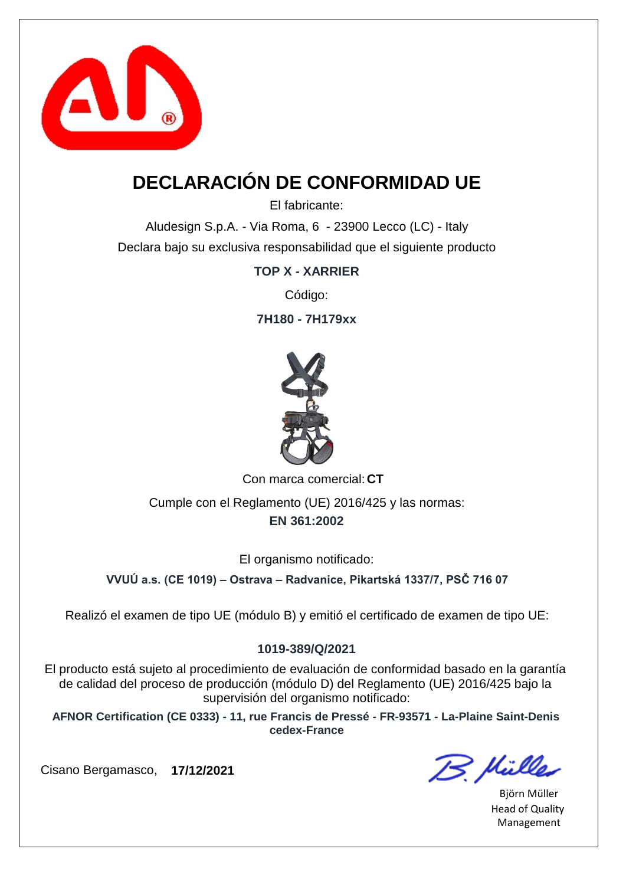# DECLARACIÓN DE CONFORMIDAD UE

El fabricante:

Aludesign S.p.A. - Via Roma, 6 - 23900 Lecco (LC) - Italy

Declara bajo su exclusiva responsabilidad que el siguiente producto

**TOP X - XARRIER**

Código:

**7H180 - 7H179xx**

Con marca comercial: **CT**

Cumple con el Reglamento (UE) 2016/425 y las normas:

**EN 361:2002**

El organismo notificado:

**VVUÚ a.s. (CE 1019) – Ostrava – Radvanice, Pikartská 1337/7, PSČ 716 07**

Realizó el examen de tipo UE (módulo B) y emitió el certificado de examen de tipo UE:

**1019-389/Q/2021**

El producto está sujeto al procedimiento de evaluación de conformidad basado en la garantía de calidad del proceso de producción (módulo D) del Reglamento (UE) 2016/425 bajo la supervisión del organismo notificado:

**AFNOR Certification (CE 0333) - 11, rue Francis de Pressé - FR-93571 - La-Plaine Saint-Denis cedex-France**

Cisano Bergamasco, **17/12/2021**

Björn Müller
Head of Quality Management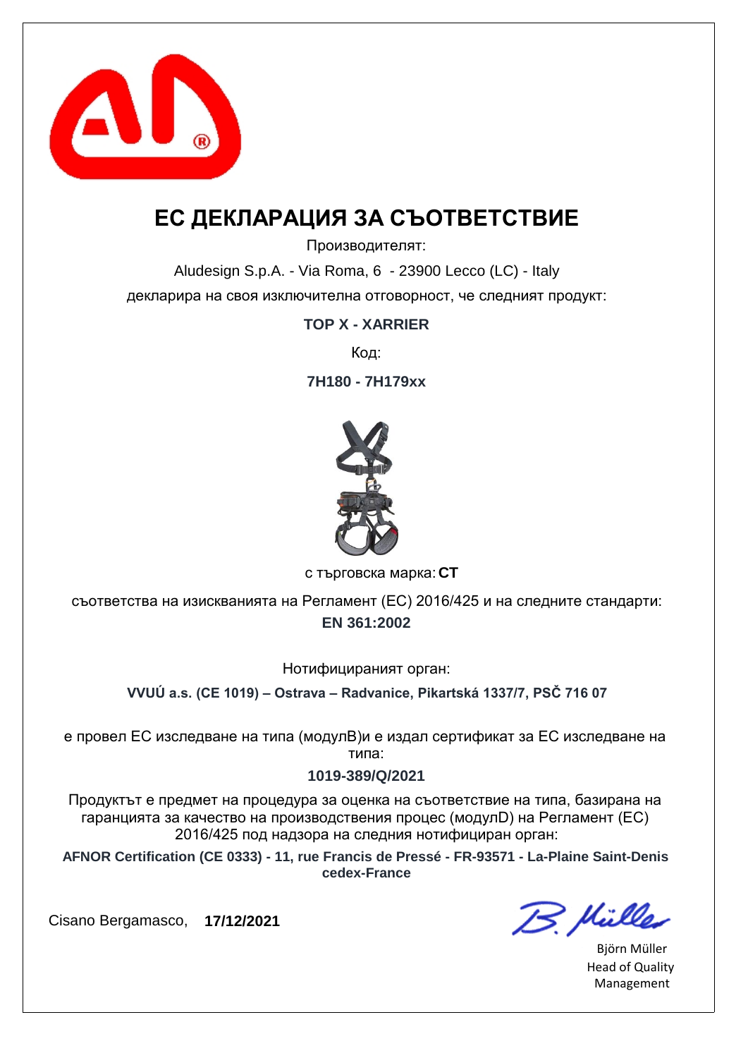# ЕС ДЕКЛАРАЦИЯ ЗА СЪОТВЕТСТВИЕ

Производителят:

Aludesign S.p.A. - Via Roma, 6 - 23900 Lecco (LC) - Italy

декларира на своя изключителна отговорност, че следният продукт:

**TOP X - XARRIER**

Код:

**7H180 - 7H179xx**

с търговска марка: **CT**

съответства на изискванията на Регламент (ЕС) 2016/425 и на следните стандарти:

**EN 361:2002**

Нотифицираният орган:

**VVUÚ a.s. (CE 1019) – Ostrava – Radvanice, Pikartská 1337/7, PSČ 716 07**

е провел ЕС изследване на типа (модулB)и е издал сертификат за ЕС изследване на типа:

**1019-389/Q/2021**

Продуктът е предмет на процедура за оценка на съответствие на типа, базирана на гаранцията за качество на производствения процес (модулD) на Регламент (ЕС) 2016/425 под надзора на следния нотифициран орган:

**AFNOR Certification (CE 0333) - 11, rue Francis de Pressé - FR-93571 - La-Plaine Saint-Denis cedex-France**

Cisano Bergamasco, **17/12/2021**

Björn Müller
Head of Quality Management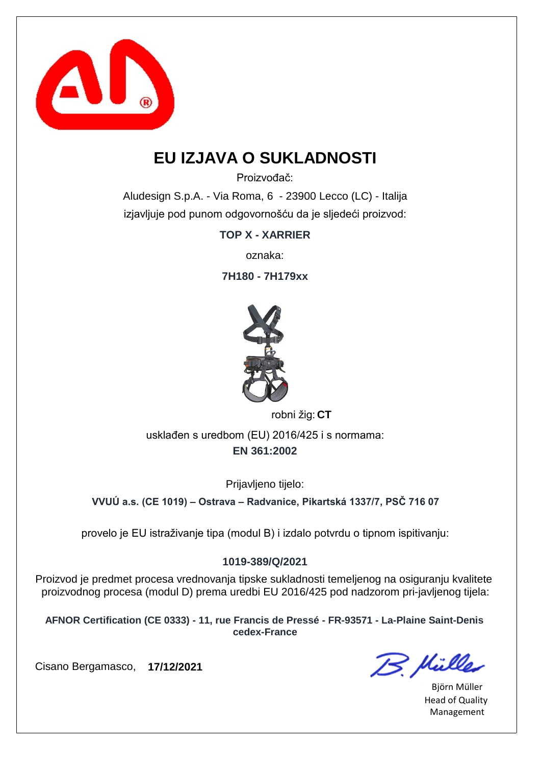# EU IZJAVA O SUKLADNOSTI

Proizvođač:

Aludesign S.p.A. - Via Roma, 6 - 23900 Lecco (LC) - Italija

izjavljuje pod punom odgovornošću da je sljedeći proizvod:

**TOP X - XARRIER**

oznaka:

**7H180 - 7H179xx**

robni žig: **CT**

usklađen s uredbom (EU) 2016/425 i s normama:

**EN 361:2002**

Prijavljeno tijelo:

**VVUÚ a.s. (CE 1019) – Ostrava – Radvanice, Pikartská 1337/7, PSČ 716 07**

provelo je EU istraživanje tipa (modul B) i izdalo potvrdu o tipnom ispitivanju:

**1019-389/Q/2021**

Proizvod je predmet procesa vrednovanja tipske sukladnosti temeljenog na osiguranju kvalitete proizvodnog procesa (modul D) prema uredbi EU 2016/425 pod nadzorom pri-javljenog tijela:

**AFNOR Certification (CE 0333) - 11, rue Francis de Pressé - FR-93571 - La-Plaine Saint-Denis cedex-France**

Cisano Bergamasco, **17/12/2021**

B. Müller

Björn Müller
Head of Quality Management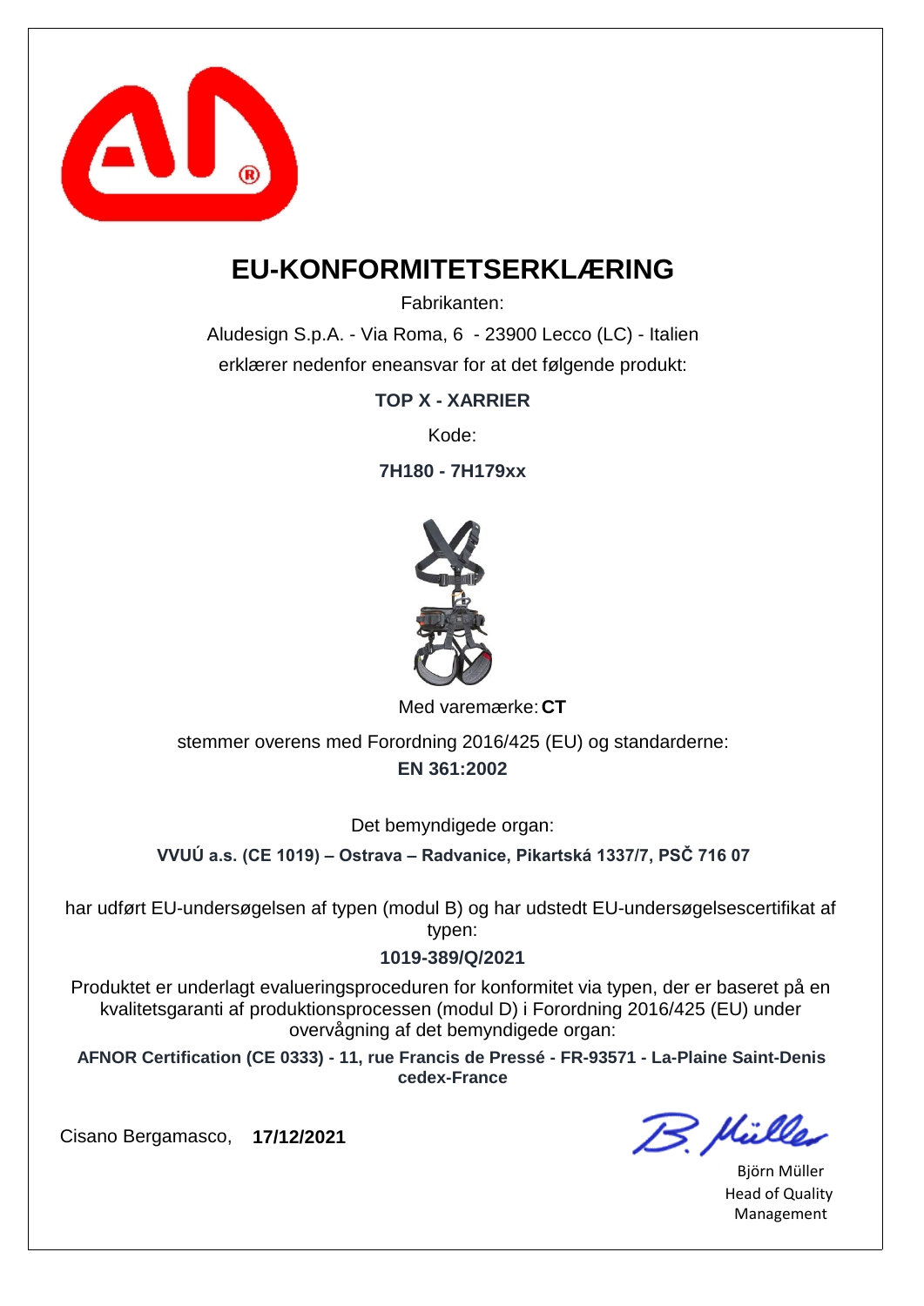# EU-KONFORMITETSERKLÆRING

Fabrikanten:

Aludesign S.p.A. - Via Roma, 6 - 23900 Lecco (LC) - Italien

erklærer nedenfor eneansvar for at det følgende produkt:

**TOP X - XARRIER**

Kode:

**7H180 - 7H179xx**

Med varemærke: **CT**

stemmer overens med Forordning 2016/425 (EU) og standarderne:

**EN 361:2002**

Det bemyndigede organ:

**VVUÚ a.s. (CE 1019) – Ostrava – Radvanice, Pikartská 1337/7, PSČ 716 07**

har udført EU-undersøgelsen af typen (modul B) og har udstedt EU-undersøgelsescertifikat af typen:

**1019-389/Q/2021**

Produktet er underlagt evalueringsproceduren for konformitet via typen, der er baseret på en kvalitetsgaranti af produktionsprocessen (modul D) i Forordning 2016/425 (EU) under overvågning af det bemyndigede organ:

**AFNOR Certification (CE 0333) - 11, rue Francis de Pressé - FR-93571 - La-Plaine Saint-Denis cedex-France**

Cisano Bergamasco, **17/12/2021**

Björn Müller
Head of Quality Management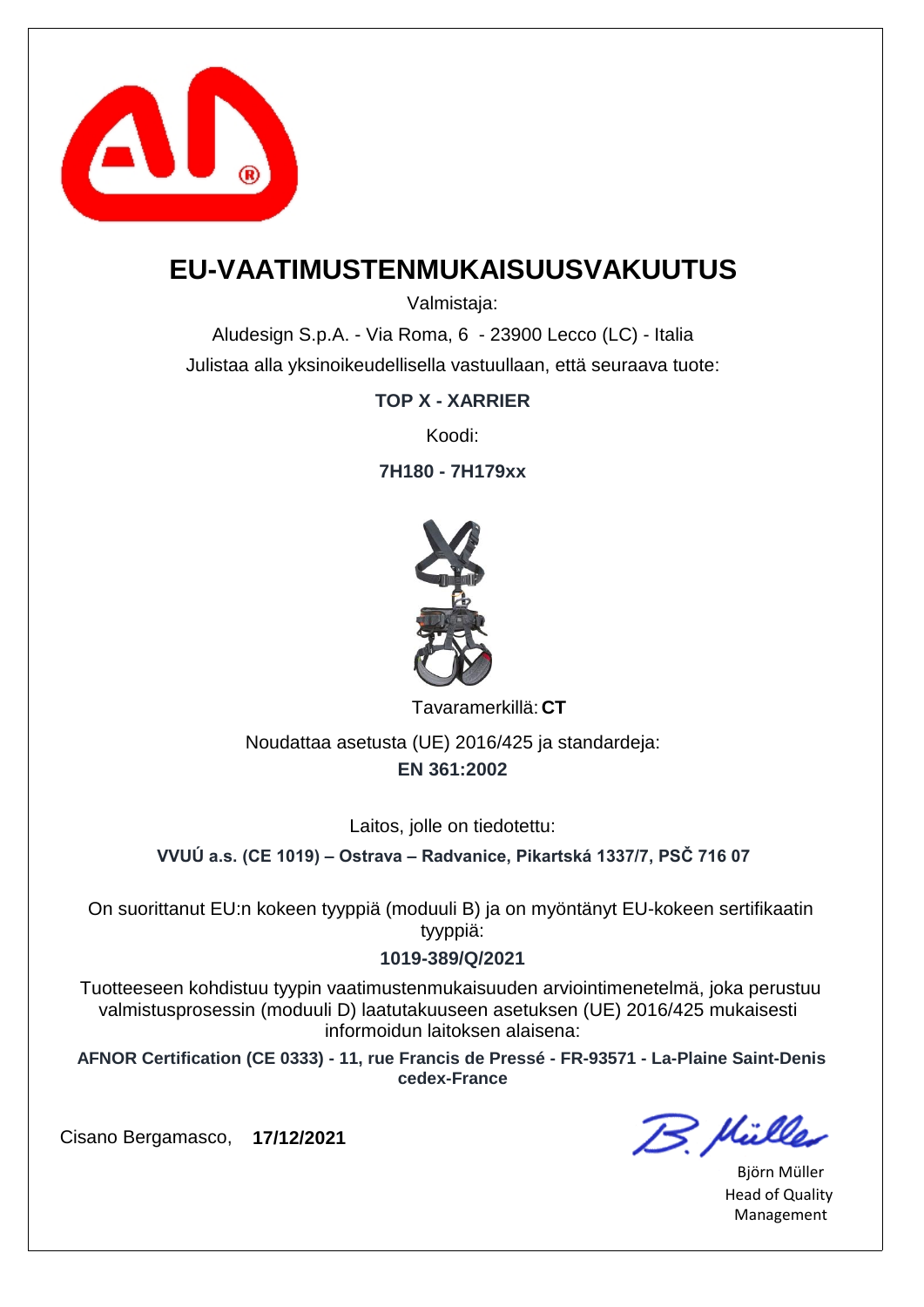# EU-VAATIMUSTENMUKAISUUSVAKUUTUS

Valmistaja:

Aludesign S.p.A. - Via Roma, 6 - 23900 Lecco (LC) - Italia

Julistaa alla yksinoikeudellisella vastuullaan, että seuraava tuote:

**TOP X - XARRIER**

Koodi:

**7H180 - 7H179xx**

Tavaramerkillä: **CT**

Noudattaa asetusta (UE) 2016/425 ja standardeja:

**EN 361:2002**

Laitos, jolle on tiedotettu:

**VVUÚ a.s. (CE 1019) – Ostrava – Radvanice, Pikartská 1337/7, PSČ 716 07**

On suorittanut EU:n kokeen tyyppiä (moduuli B) ja on myöntänyt EU-kokeen sertifikaatin tyyppiä:

**1019-389/Q/2021**

Tuotteeseen kohdistuu tyypin vaatimustenmukaisuuden arviointimenetelmä, joka perustuu valmistusprosessin (moduuli D) laatutakuuseen asetuksen (UE) 2016/425 mukaisesti informoidun laitoksen alaisena:

**AFNOR Certification (CE 0333) - 11, rue Francis de Pressé - FR-93571 - La-Plaine Saint-Denis cedex-France**

Cisano Bergamasco, **17/12/2021**

Björn Müller
Head of Quality Management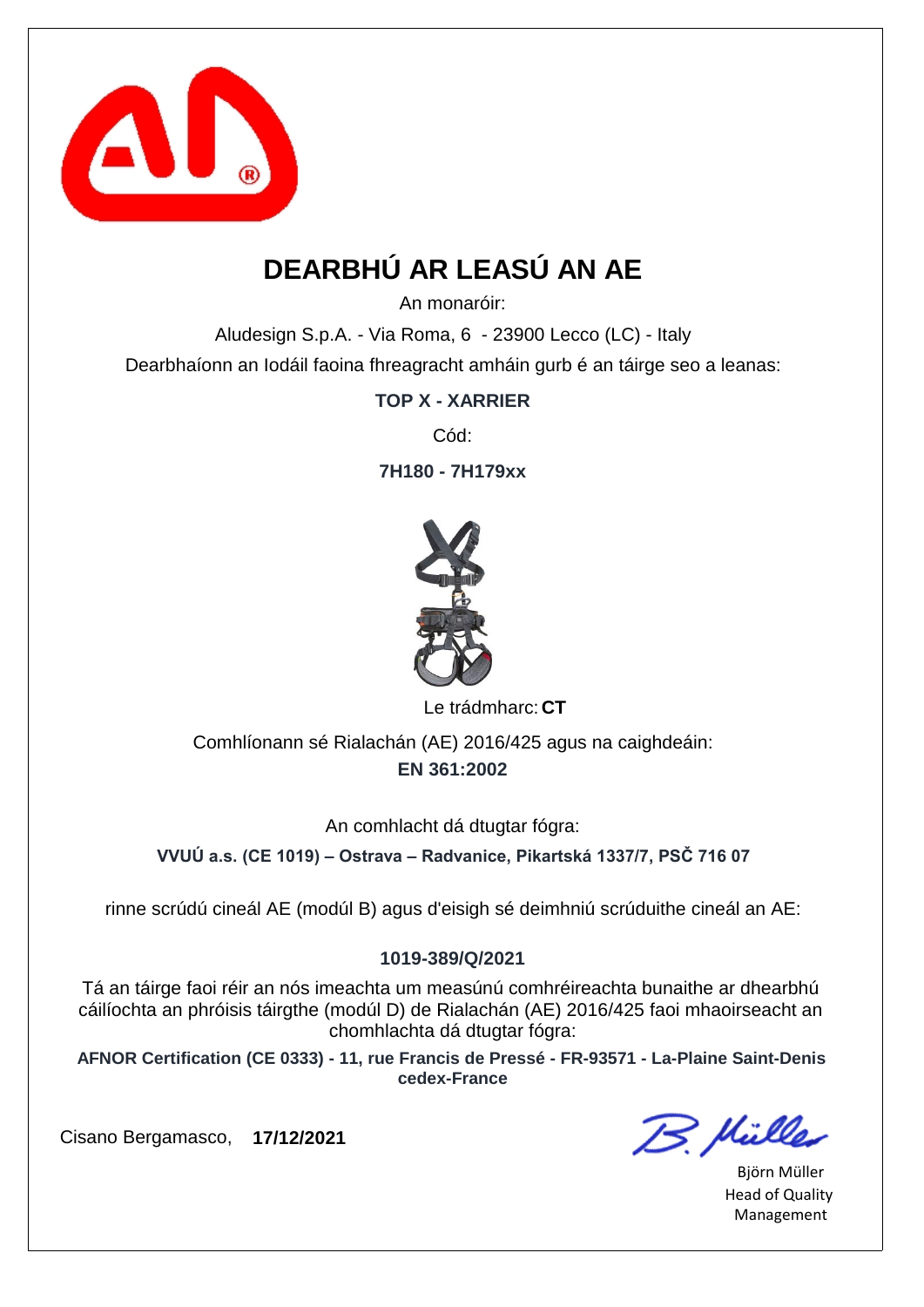# DEARBHÚ AR LEASÚ AN AE

An monaróir:

Aludesign S.p.A. - Via Roma, 6 - 23900 Lecco (LC) - Italy

Dearbhaíonn an Iodáil faoina fhreagracht amháin gurb é an táirge seo a leanas:

**TOP X - XARRIER**

Cód:

**7H180 - 7H179xx**

Le trádmharc: **CT**

Comhlíonann sé Rialachán (AE) 2016/425 agus na caighdeáin:

**EN 361:2002**

An comhlacht dá dtugtar fógra:

**VVUÚ a.s. (CE 1019) – Ostrava – Radvanice, Pikartská 1337/7, PSČ 716 07**

rinne scrúdú cineál AE (modúl B) agus d'eisigh sé deimhniú scrúduithe cineál an AE:

**1019-389/Q/2021**

Tá an táirge faoi réir an nós imeachta um measúnú comhréireachta bunaithe ar dhearbhú cáilíochta an phróisis táirgthe (modúl D) de Rialachán (AE) 2016/425 faoi mhaoirseacht an chomhlachta dá dtugtar fógra:

**AFNOR Certification (CE 0333) - 11, rue Francis de Pressé - FR-93571 - La-Plaine Saint-Denis cedex-France**

Cisano Bergamasco, **17/12/2021**

Björn Müller
Head of Quality Management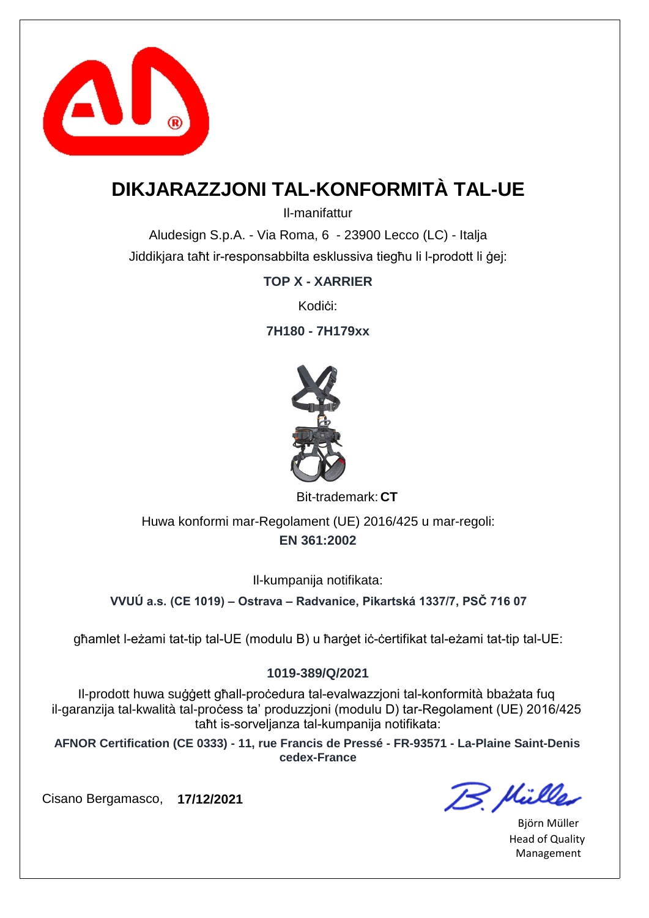# DIKJARAZZJONI TAL-KONFORMITÀ TAL-UE

Il-manifattur

Aludesign S.p.A. - Via Roma, 6 - 23900 Lecco (LC) - Italja

Jiddikjara taħt ir-responsabbilta esklussiva tiegħu li l-prodott li ġej:

**TOP X - XARRIER**

Kodiċi:

**7H180 - 7H179xx**

Bit-trademark: **CT**

Huwa konformi mar-Regolament (UE) 2016/425 u mar-regoli:

**EN 361:2002**

Il-kumpanija notifikata:

**VVUÚ a.s. (CE 1019) – Ostrava – Radvanice, Pikartská 1337/7, PSČ 716 07**

għamlet l-eżami tat-tip tal-UE (modulu B) u ħarġet iċ-ċertifikat tal-eżami tat-tip tal-UE:

**1019-389/Q/2021**

Il-prodott huwa suġġett għall-proċedura tal-evalwazzjoni tal-konformità bbażata fuq il-garanzija tal-kwalità tal-proċess ta' produzzjoni (modulu D) tar-Regolament (UE) 2016/425 taħt is-sorveljanza tal-kumpanija notifikata:

**AFNOR Certification (CE 0333) - 11, rue Francis de Pressé - FR-93571 - La-Plaine Saint-Denis cedex-France**

Cisano Bergamasco, **17/12/2021**

Björn Müller
Head of Quality Management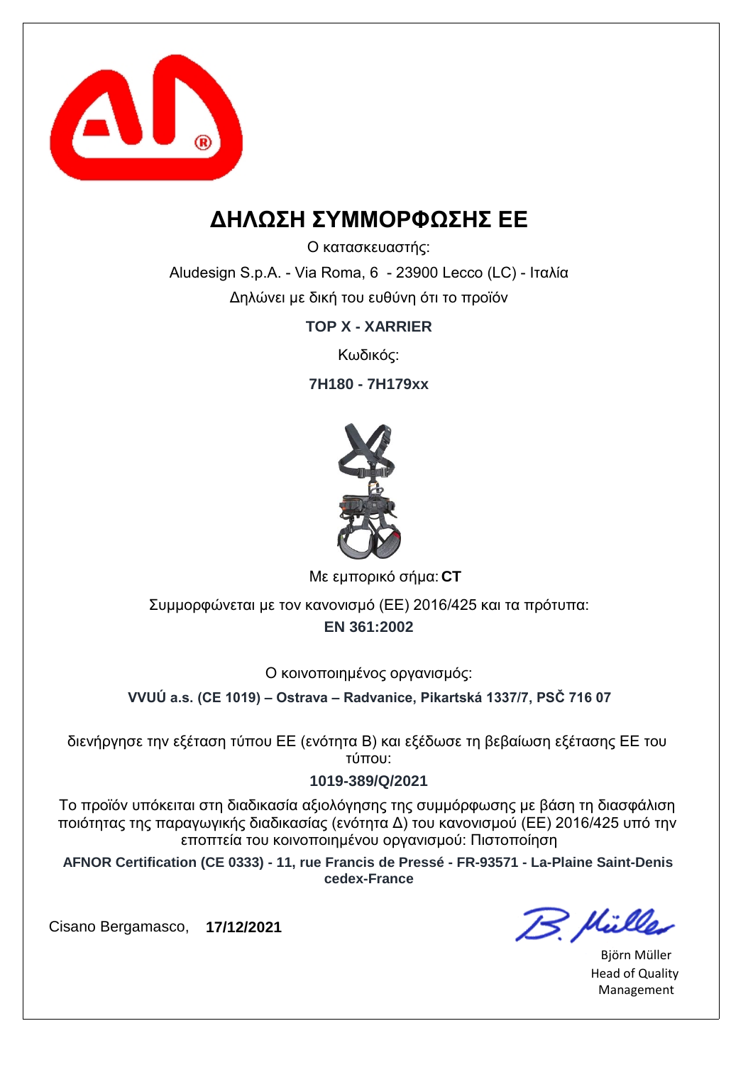# ΔΗΛΩΣΗ ΣΥΜΜΟΡΦΩΣΗΣ ΕΕ

Ο κατασκευαστής:

Aludesign S.p.A. - Via Roma, 6 - 23900 Lecco (LC) - Ιταλία

Δηλώνει με δική του ευθύνη ότι το προϊόν

**TOP X - XARRIER**

Κωδικός:

**7H180 - 7H179xx**

Με εμπορικό σήμα: **CT**

Συμμορφώνεται με τον κανονισμό (ΕΕ) 2016/425 και τα πρότυπα:

**EN 361:2002**

Ο κοινοποιημένος οργανισμός:

**VVUÚ a.s. (CE 1019) – Ostrava – Radvanice, Pikartská 1337/7, PSČ 716 07**

διενήργησε την εξέταση τύπου ΕΕ (ενότητα Β) και εξέδωσε τη βεβαίωση εξέτασης ΕΕ του τύπου:

**1019-389/Q/2021**

Το προϊόν υπόκειται στη διαδικασία αξιολόγησης της συμμόρφωσης με βάση τη διασφάλιση ποιότητας της παραγωγικής διαδικασίας (ενότητα Δ) του κανονισμού (ΕΕ) 2016/425 υπό την εποπτεία του κοινοποιημένου οργανισμού: Πιστοποίηση

**AFNOR Certification (CE 0333) - 11, rue Francis de Pressé - FR-93571 - La-Plaine Saint-Denis cedex-France**

Cisano Bergamasco, **17/12/2021**

Björn Müller
Head of Quality Management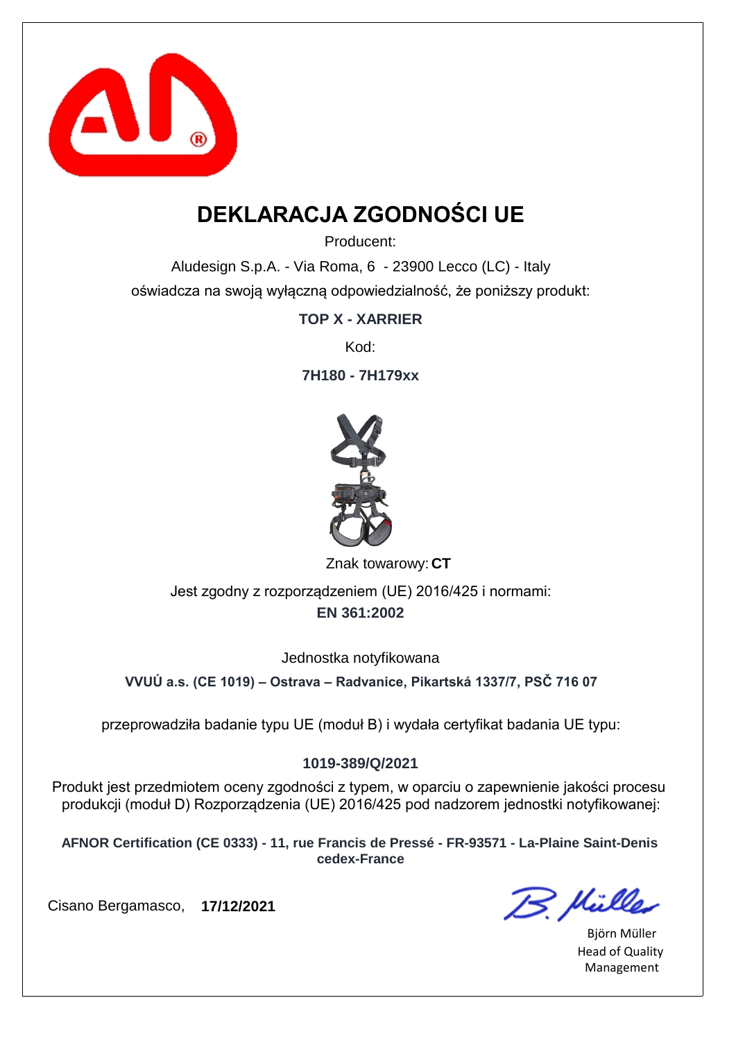# DEKLARACJA ZGODNOŚCI UE

Producent:

Aludesign S.p.A. - Via Roma, 6 - 23900 Lecco (LC) - Italy

oświadcza na swoją wyłączną odpowiedzialność, że poniższy produkt:

**TOP X - XARRIER**

Kod:

**7H180 - 7H179xx**

Znak towarowy: **CT**

Jest zgodny z rozporządzeniem (UE) 2016/425 i normami:

**EN 361:2002**

Jednostka notyfikowana

**VVUÚ a.s. (CE 1019) – Ostrava – Radvanice, Pikartská 1337/7, PSČ 716 07**

przeprowadziła badanie typu UE (moduł B) i wydała certyfikat badania UE typu:

**1019-389/Q/2021**

Produkt jest przedmiotem oceny zgodności z typem, w oparciu o zapewnienie jakości procesu produkcji (moduł D) Rozporządzenia (UE) 2016/425 pod nadzorem jednostki notyfikowanej:

**AFNOR Certification (CE 0333) - 11, rue Francis de Pressé - FR-93571 - La-Plaine Saint-Denis cedex-France**

Cisano Bergamasco, **17/12/2021**

Björn Müller
Head of Quality Management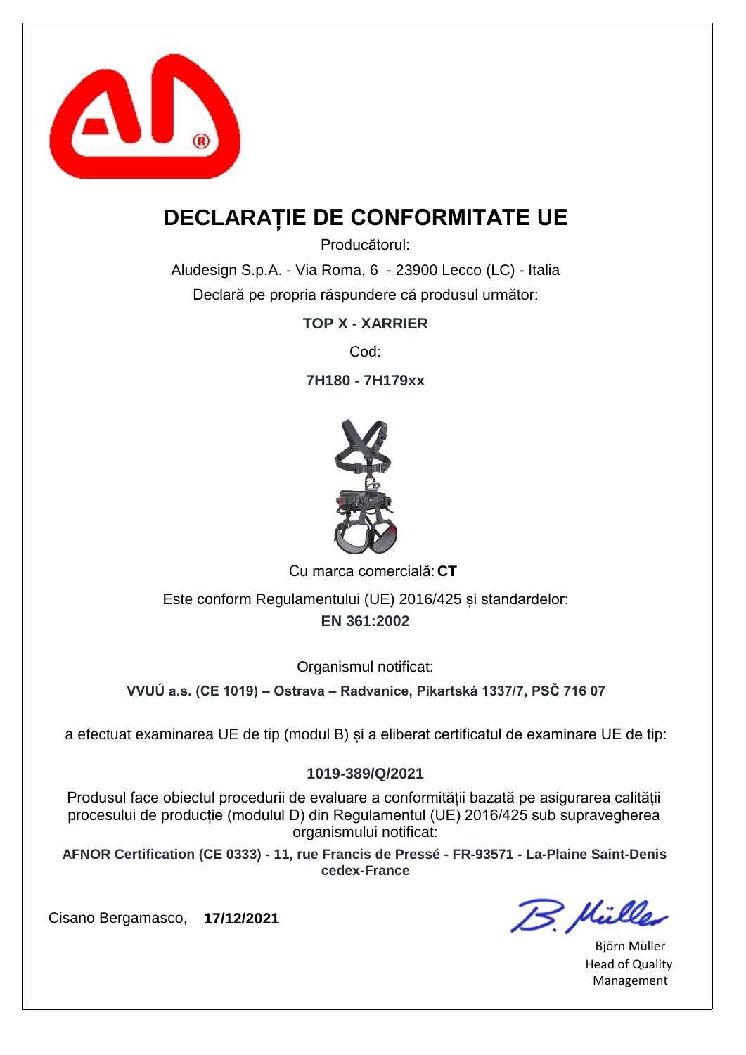# DECLARAȚIE DE CONFORMITATE UE

Producătorul:

Aludesign S.p.A. - Via Roma, 6 - 23900 Lecco (LC) - Italia

Declară pe propria răspundere că produsul următor:

**TOP X - XARRIER**

Cod:

**7H180 - 7H179xx**

Cu marca comercială: **CT**

Este conform Regulamentului (UE) 2016/425 și standardelor:

**EN 361:2002**

Organismul notificat:

**VVUÚ a.s. (CE 1019) – Ostrava – Radvanice, Pikartská 1337/7, PSČ 716 07**

a efectuat examinarea UE de tip (modul B) și a eliberat certificatul de examinare UE de tip:

**1019-389/Q/2021**

Produsul face obiectul procedurii de evaluare a conformității bazată pe asigurarea calității procesului de producție (modulul D) din Regulamentul (UE) 2016/425 sub supravegherea organismului notificat:

**AFNOR Certification (CE 0333) - 11, rue Francis de Pressé - FR-93571 - La-Plaine Saint-Denis cedex-France**

Cisano Bergamasco, **17/12/2021**

B. Müller

Björn Müller
Head of Quality Management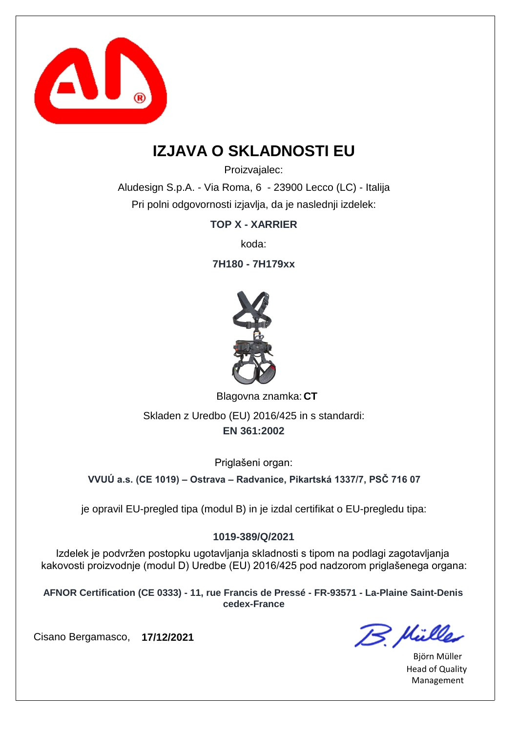# IZJAVA O SKLADNOSTI EU

Proizvajalec:

Aludesign S.p.A. - Via Roma, 6 - 23900 Lecco (LC) - Italija

Pri polni odgovornosti izjavlja, da je naslednji izdelek:

**TOP X - XARRIER**

koda:

**7H180 - 7H179xx**

Blagovna znamka: **CT**

Skladen z Uredbo (EU) 2016/425 in s standardi:

**EN 361:2002**

Priglašeni organ:

**VVUÚ a.s. (CE 1019) – Ostrava – Radvanice, Pikartská 1337/7, PSČ 716 07**

je opravil EU-pregled tipa (modul B) in je izdal certifikat o EU-pregledu tipa:

**1019-389/Q/2021**

Izdelek je podvržen postopku ugotavljanja skladnosti s tipom na podlagi zagotavljanja kakovosti proizvodnje (modul D) Uredbe (EU) 2016/425 pod nadzorom priglašenega organa:

**AFNOR Certification (CE 0333) - 11, rue Francis de Pressé - FR-93571 - La-Plaine Saint-Denis cedex-France**

Cisano Bergamasco, **17/12/2021**

Björn Müller
Head of Quality Management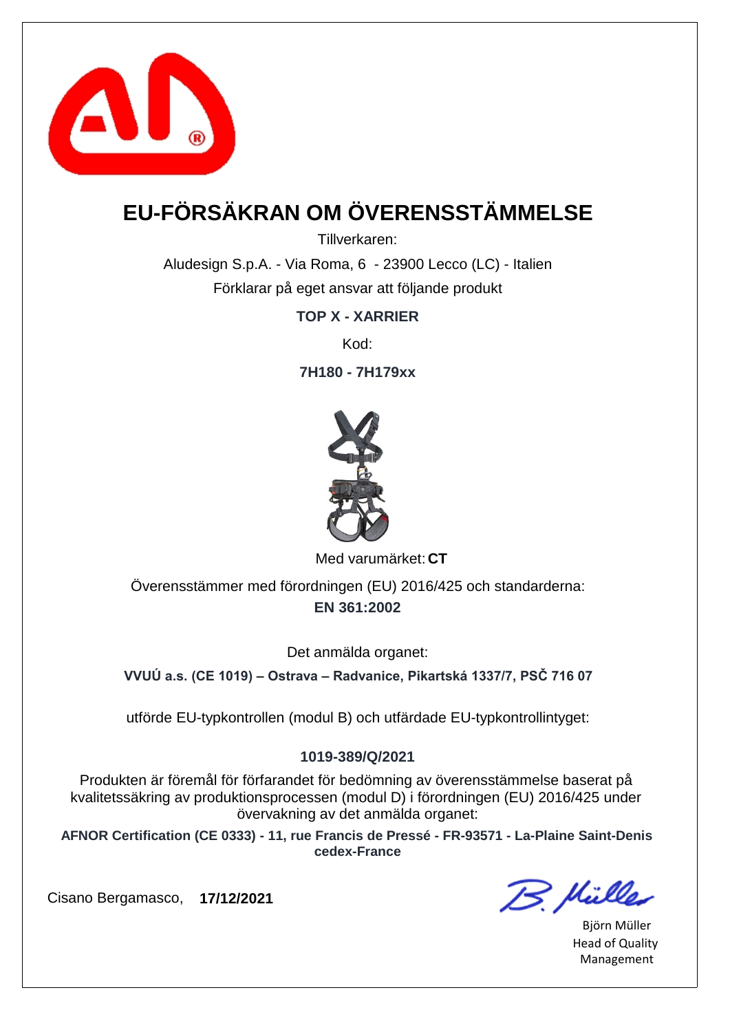# EU-FÖRSÄKRAN OM ÖVERENSSTÄMMELSE

Tillverkaren:

Aludesign S.p.A. - Via Roma, 6 - 23900 Lecco (LC) - Italien

Förklarar på eget ansvar att följande produkt

**TOP X - XARRIER**

Kod:

**7H180 - 7H179xx**

Med varumärket: **CT**

Överensstämmer med förordningen (EU) 2016/425 och standarderna:

**EN 361:2002**

Det anmälda organet:

**VVUÚ a.s. (CE 1019) – Ostrava – Radvanice, Pikartská 1337/7, PSČ 716 07**

utförde EU-typkontrollen (modul B) och utfärdade EU-typkontrollintyget:

**1019-389/Q/2021**

Produkten är föremål för förfarandet för bedömning av överensstämmelse baserat på kvalitetssäkring av produktionsprocessen (modul D) i förordningen (EU) 2016/425 under övervakning av det anmälda organet:

**AFNOR Certification (CE 0333) - 11, rue Francis de Pressé - FR-93571 - La-Plaine Saint-Denis cedex-France**

Cisano Bergamasco, **17/12/2021**

Björn Müller
Head of Quality Management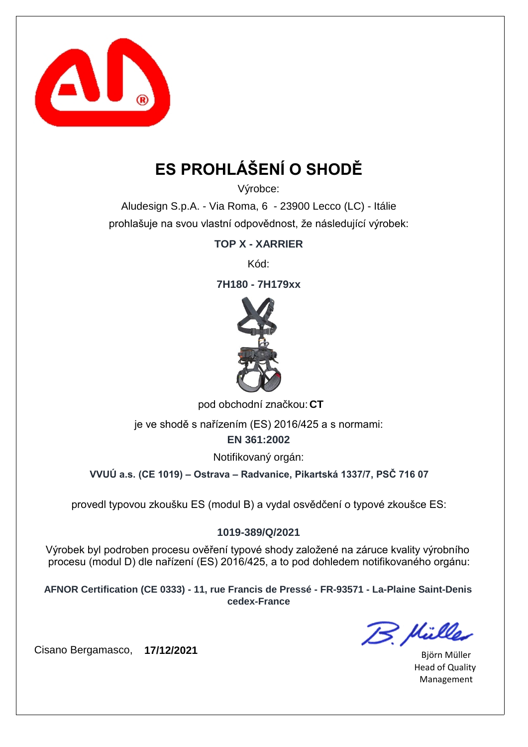# ES PROHLÁŠENÍ O SHODĚ

Výrobce:

Aludesign S.p.A. - Via Roma, 6 - 23900 Lecco (LC) - Itálie

prohlašuje na svou vlastní odpovědnost, že následující výrobek:

**TOP X - XARRIER**

Kód:

**7H180 - 7H179xx**

pod obchodní značkou: **CT**

je ve shodě s nařízením (ES) 2016/425 a s normami:

**EN 361:2002**

Notifikovaný orgán:

**VVUÚ a.s. (CE 1019) – Ostrava – Radvanice, Pikartská 1337/7, PSČ 716 07**

provedl typovou zkoušku ES (modul B) a vydal osvědčení o typové zkoušce ES:

**1019-389/Q/2021**

Výrobek byl podroben procesu ověření typové shody založené na záruce kvality výrobního procesu (modul D) dle nařízení (ES) 2016/425, a to pod dohledem notifikovaného orgánu:

**AFNOR Certification (CE 0333) - 11, rue Francis de Pressé - FR-93571 - La-Plaine Saint-Denis cedex-France**

Cisano Bergamasco, **17/12/2021**

Björn Müller
Head of Quality Management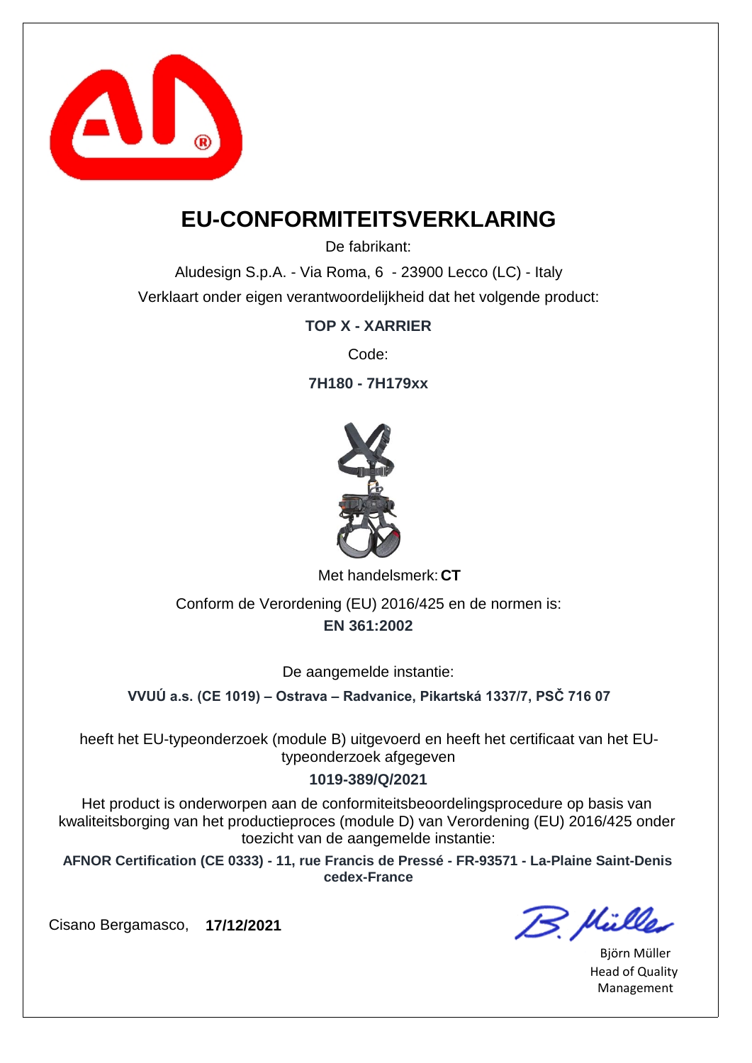# EU-CONFORMITEITSVERKLARING

De fabrikant:

Aludesign S.p.A. - Via Roma, 6 - 23900 Lecco (LC) - Italy

Verklaart onder eigen verantwoordelijkheid dat het volgende product:

**TOP X - XARRIER**

Code:

**7H180 - 7H179xx**

Met handelsmerk: **CT**

Conform de Verordening (EU) 2016/425 en de normen is:

**EN 361:2002**

De aangemelde instantie:

**VVUÚ a.s. (CE 1019) – Ostrava – Radvanice, Pikartská 1337/7, PSČ 716 07**

heeft het EU-typeonderzoek (module B) uitgevoerd en heeft het certificaat van het EU-typeonderzoek afgegeven

**1019-389/Q/2021**

Het product is onderworpen aan de conformiteitsbeoordelingsprocedure op basis van kwaliteitsborging van het productieproces (module D) van Verordening (EU) 2016/425 onder toezicht van de aangemelde instantie:

**AFNOR Certification (CE 0333) - 11, rue Francis de Pressé - FR-93571 - La-Plaine Saint-Denis cedex-France**

Cisano Bergamasco, **17/12/2021**

Björn Müller
Head of Quality Management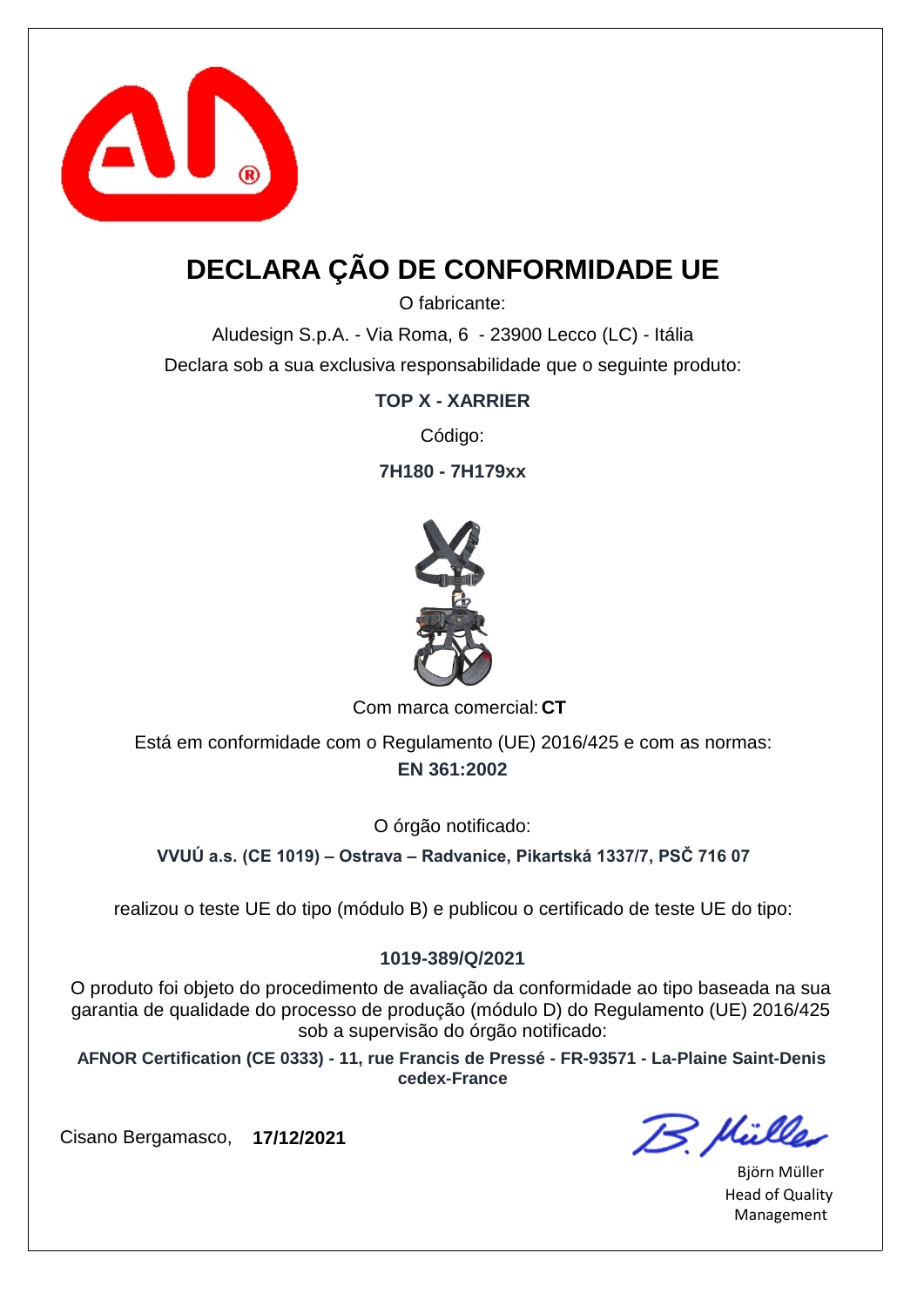# DECLARA ÇÃO DE CONFORMIDADE UE

O fabricante:

Aludesign S.p.A. - Via Roma, 6 - 23900 Lecco (LC) - Itália

Declara sob a sua exclusiva responsabilidade que o seguinte produto:

**TOP X - XARRIER**

Código:

**7H180 - 7H179xx**

Com marca comercial: **CT**

Está em conformidade com o Regulamento (UE) 2016/425 e com as normas:

**EN 361:2002**

O órgão notificado:

**VVUÚ a.s. (CE 1019) – Ostrava – Radvanice, Pikartská 1337/7, PSČ 716 07**

realizou o teste UE do tipo (módulo B) e publicou o certificado de teste UE do tipo:

**1019-389/Q/2021**

O produto foi objeto do procedimento de avaliação da conformidade ao tipo baseada na sua garantia de qualidade do processo de produção (módulo D) do Regulamento (UE) 2016/425 sob a supervisão do órgão notificado:

**AFNOR Certification (CE 0333) - 11, rue Francis de Pressé - FR-93571 - La-Plaine Saint-Denis cedex-France**

Cisano Bergamasco, **17/12/2021**

Björn Müller
Head of Quality Management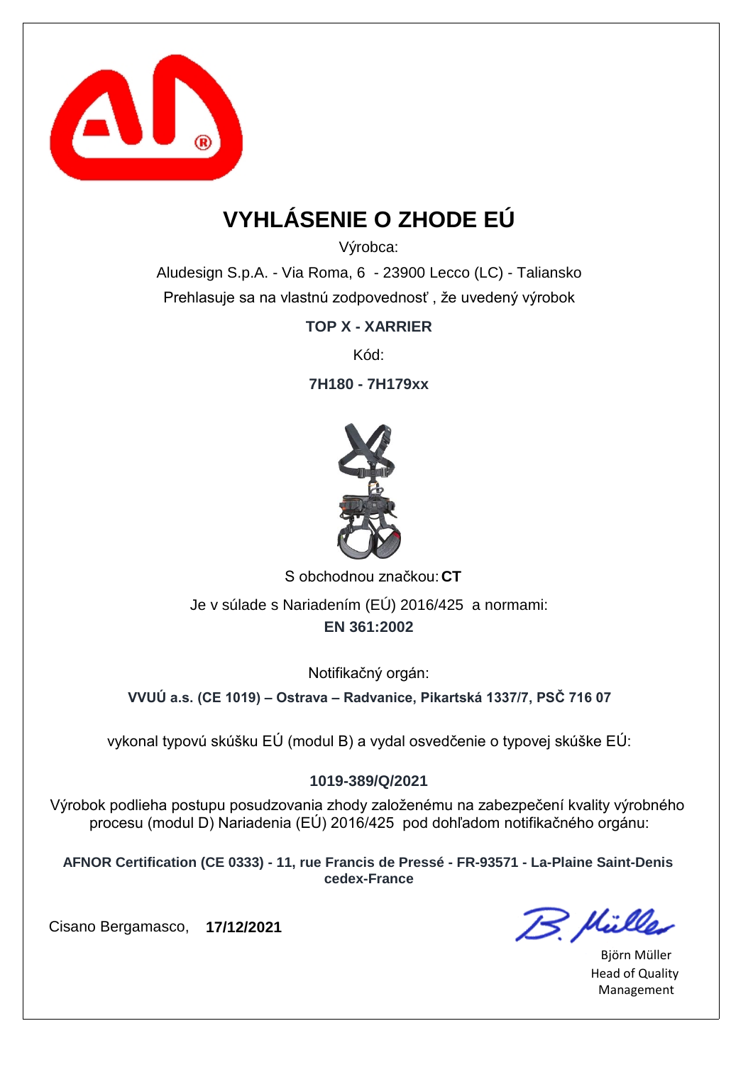# VYHLÁSENIE O ZHODE EÚ

Výrobca:

Aludesign S.p.A. - Via Roma, 6 - 23900 Lecco (LC) - Taliansko

Prehlasuje sa na vlastnú zodpovednosť , že uvedený výrobok

**TOP X - XARRIER**

Kód:

**7H180 - 7H179xx**

S obchodnou značkou: **CT**

Je v súlade s Nariadením (EÚ) 2016/425 a normami:

**EN 361:2002**

Notifikačný orgán:

**VVUÚ a.s. (CE 1019) – Ostrava – Radvanice, Pikartská 1337/7, PSČ 716 07**

vykonal typovú skúšku EÚ (modul B) a vydal osvedčenie o typovej skúške EÚ:

**1019-389/Q/2021**

Výrobok podlieha postupu posudzovania zhody založenému na zabezpečení kvality výrobného procesu (modul D) Nariadenia (EÚ) 2016/425 pod dohľadom notifikačného orgánu:

**AFNOR Certification (CE 0333) - 11, rue Francis de Pressé - FR-93571 - La-Plaine Saint-Denis cedex-France**

Cisano Bergamasco, **17/12/2021**

Björn Müller
Head of Quality Management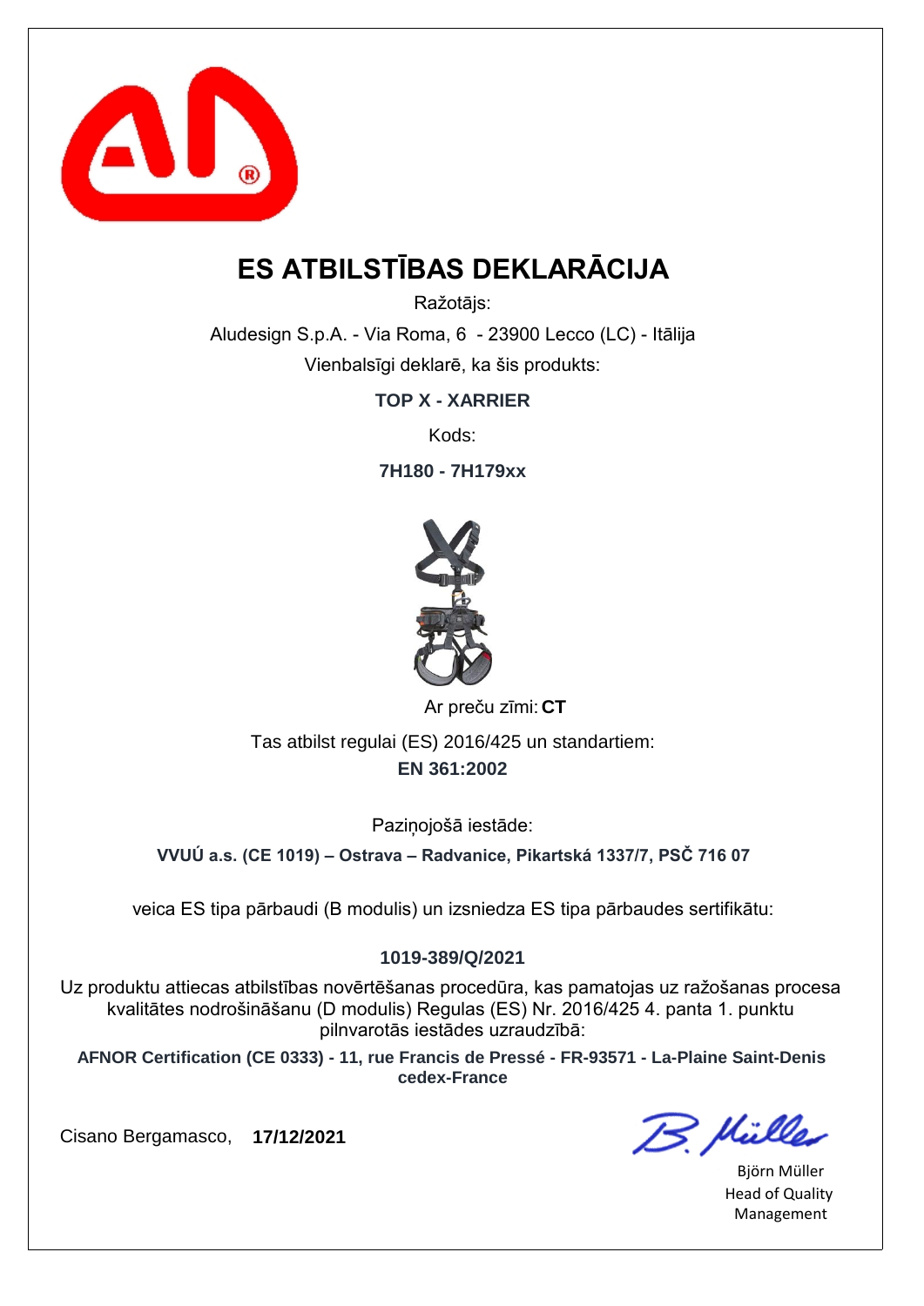# ES ATBILSTĪBAS DEKLARĀCIJA

Ražotājs:

Aludesign S.p.A. - Via Roma, 6 - 23900 Lecco (LC) - Itālija

Vienbalsīgi deklarē, ka šis produkts:

**TOP X - XARRIER**

Kods:

**7H180 - 7H179xx**

Ar preču zīmi: **CT**

Tas atbilst regulai (ES) 2016/425 un standartiem:

**EN 361:2002**

Paziņojošā iestāde:

**VVUÚ a.s. (CE 1019) – Ostrava – Radvanice, Pikartská 1337/7, PSČ 716 07**

veica ES tipa pārbaudi (B modulis) un izsniedza ES tipa pārbaudes sertifikātu:

**1019-389/Q/2021**

Uz produktu attiecas atbilstības novērtēšanas procedūra, kas pamatojas uz ražošanas procesa kvalitātes nodrošināšanu (D modulis) Regulas (ES) Nr. 2016/425 4. panta 1. punktu pilnvarotās iestādes uzraudzībā:

**AFNOR Certification (CE 0333) - 11, rue Francis de Pressé - FR-93571 - La-Plaine Saint-Denis cedex-France**

Cisano Bergamasco, **17/12/2021**

Björn Müller
Head of Quality Management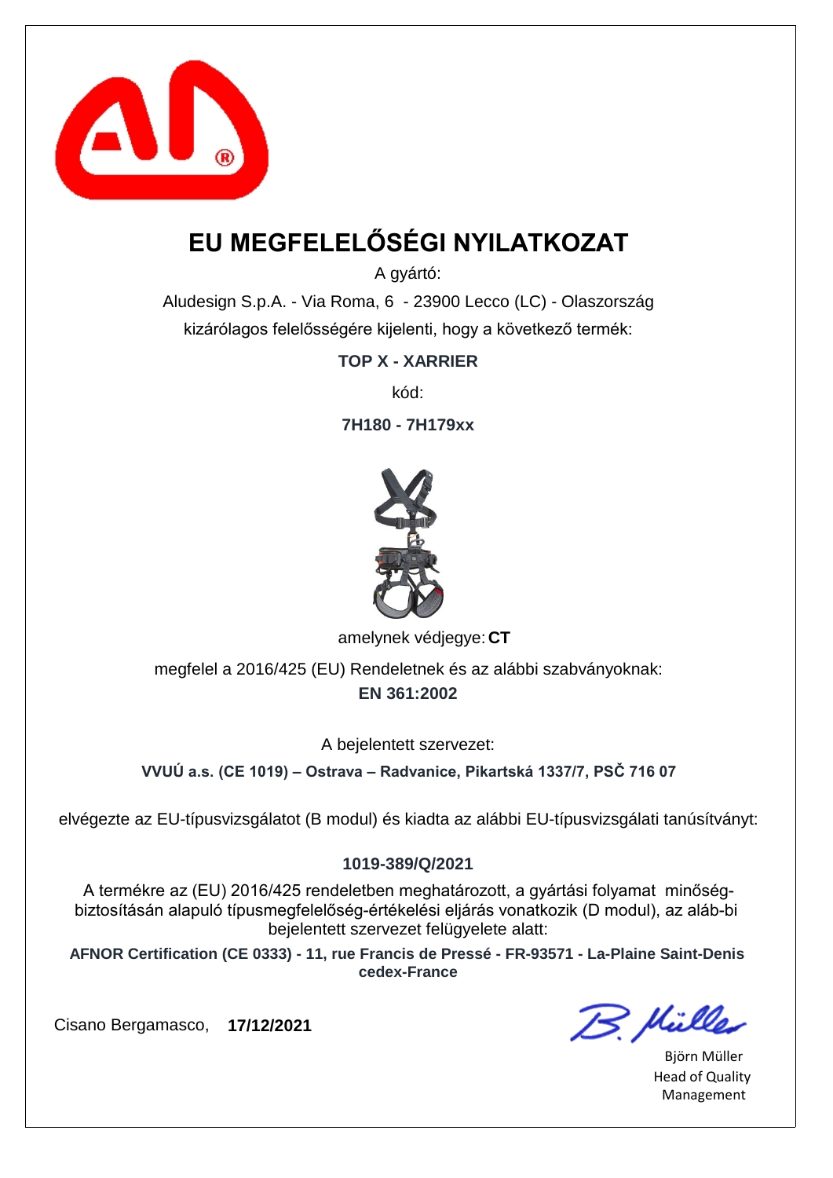# EU MEGFELELŐSÉGI NYILATKOZAT

A gyártó:

Aludesign S.p.A. - Via Roma, 6 - 23900 Lecco (LC) - Olaszország

kizárólagos felelősségére kijelenti, hogy a következő termék:

**TOP X - XARRIER**

kód:

**7H180 - 7H179xx**

amelynek védjegye: **CT**

megfelel a 2016/425 (EU) Rendeletnek és az alábbi szabványoknak:

**EN 361:2002**

A bejelentett szervezet:

**VVUÚ a.s. (CE 1019) – Ostrava – Radvanice, Pikartská 1337/7, PSČ 716 07**

elvégezte az EU-típusvizsgálatot (B modul) és kiadta az alábbi EU-típusvizsgálati tanúsítványt:

**1019-389/Q/2021**

A termékre az (EU) 2016/425 rendeletben meghatározott, a gyártási folyamat minőség-biztosításán alapuló típusmegfelelőség-értékelési eljárás vonatkozik (D modul), az aláb-bi bejelentett szervezet felügyelete alatt:

**AFNOR Certification (CE 0333) - 11, rue Francis de Pressé - FR-93571 - La-Plaine Saint-Denis cedex-France**

Cisano Bergamasco, **17/12/2021**

Björn Müller
Head of Quality Management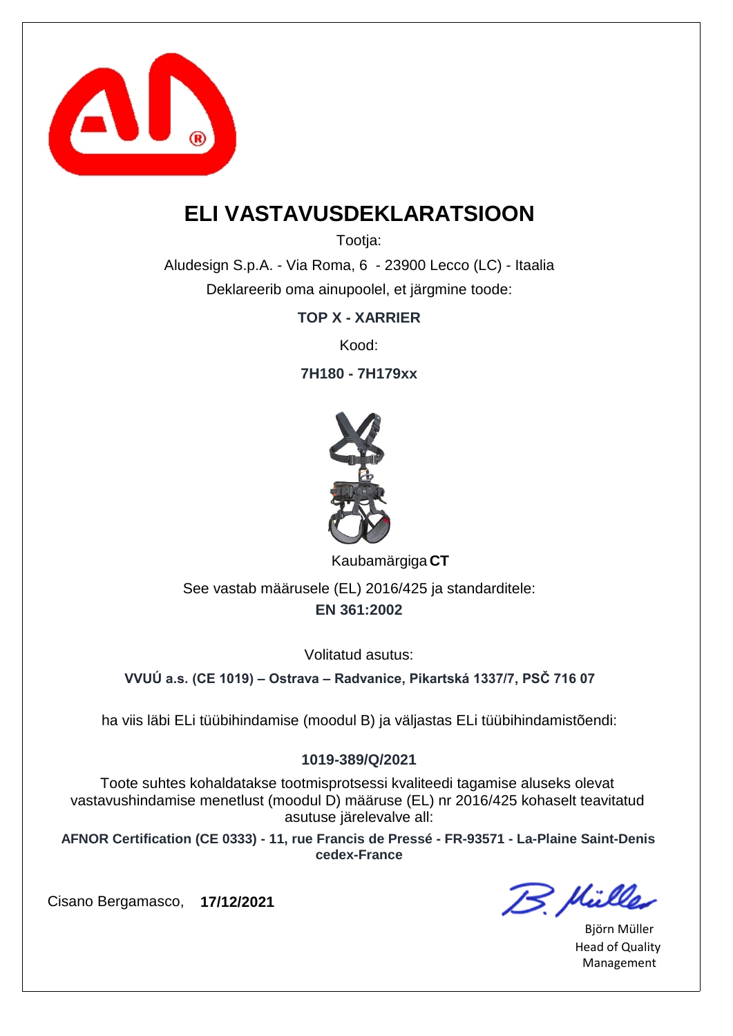# ELI VASTAVUSDEKLARATSIOON

Tootja:

Aludesign S.p.A. - Via Roma, 6 - 23900 Lecco (LC) - Itaalia

Deklareerib oma ainupoolel, et järgmine toode:

**TOP X - XARRIER**

Kood:

**7H180 - 7H179xx**

Kaubamärgiga **CT**

See vastab määrusele (EL) 2016/425 ja standarditele:

**EN 361:2002**

Volitatud asutus:

**VVUÚ a.s. (CE 1019) – Ostrava – Radvanice, Pikartská 1337/7, PSČ 716 07**

ha viis läbi ELi tüübihindamise (moodul B) ja väljastas ELi tüübihindamistõendi:

**1019-389/Q/2021**

Toote suhtes kohaldatakse tootmisprotsessi kvaliteedi tagamise aluseks olevat vastavushindamise menetlust (moodul D) määruse (EL) nr 2016/425 kohaselt teavitatud asutuse järelevalve all:

**AFNOR Certification (CE 0333) - 11, rue Francis de Pressé - FR-93571 - La-Plaine Saint-Denis cedex-France**

Cisano Bergamasco, **17/12/2021**

Björn Müller
Head of Quality Management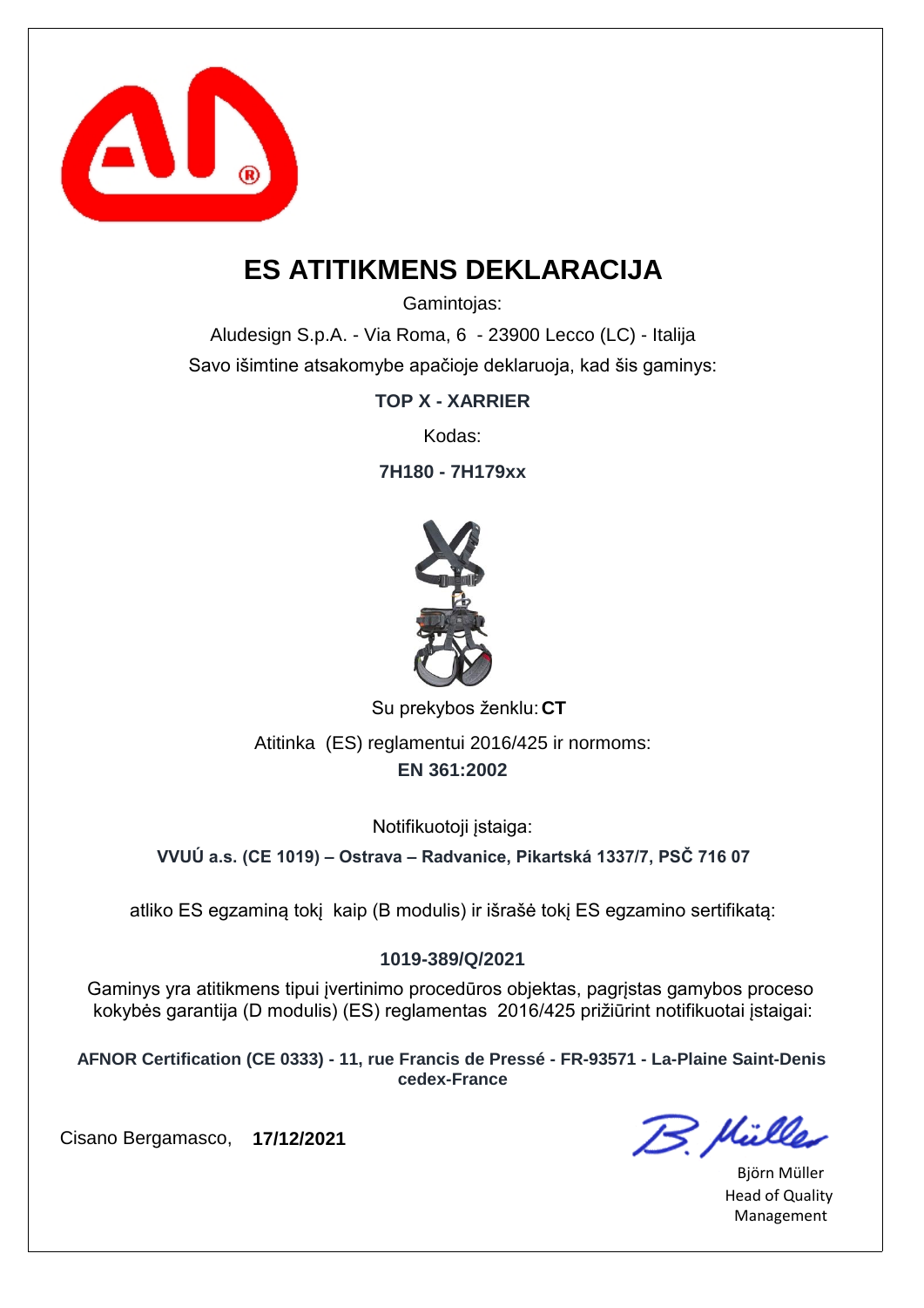# ES ATITIKMENS DEKLARACIJA

Gamintojas:

Aludesign S.p.A. - Via Roma, 6 - 23900 Lecco (LC) - Italija

Savo išimtine atsakomybe apačioje deklaruoja, kad šis gaminys:

**TOP X - XARRIER**

Kodas:

**7H180 - 7H179xx**

Su prekybos ženklu: **CT**

Atitinka (ES) reglamentui 2016/425 ir normoms:

**EN 361:2002**

Notifikuotoji įstaiga:

**VVUÚ a.s. (CE 1019) – Ostrava – Radvanice, Pikartská 1337/7, PSČ 716 07**

atliko ES egzaminą tokį kaip (B modulis) ir išrašė tokį ES egzamino sertifikatą:

**1019-389/Q/2021**

Gaminys yra atitikmens tipui įvertinimo procedūros objektas, pagrįstas gamybos proceso kokybės garantija (D modulis) (ES) reglamentas 2016/425 prižiūrint notifikuotai įstaigai:

**AFNOR Certification (CE 0333) - 11, rue Francis de Pressé - FR-93571 - La-Plaine Saint-Denis cedex-France**

Cisano Bergamasco, **17/12/2021**

Björn Müller
Head of Quality Management